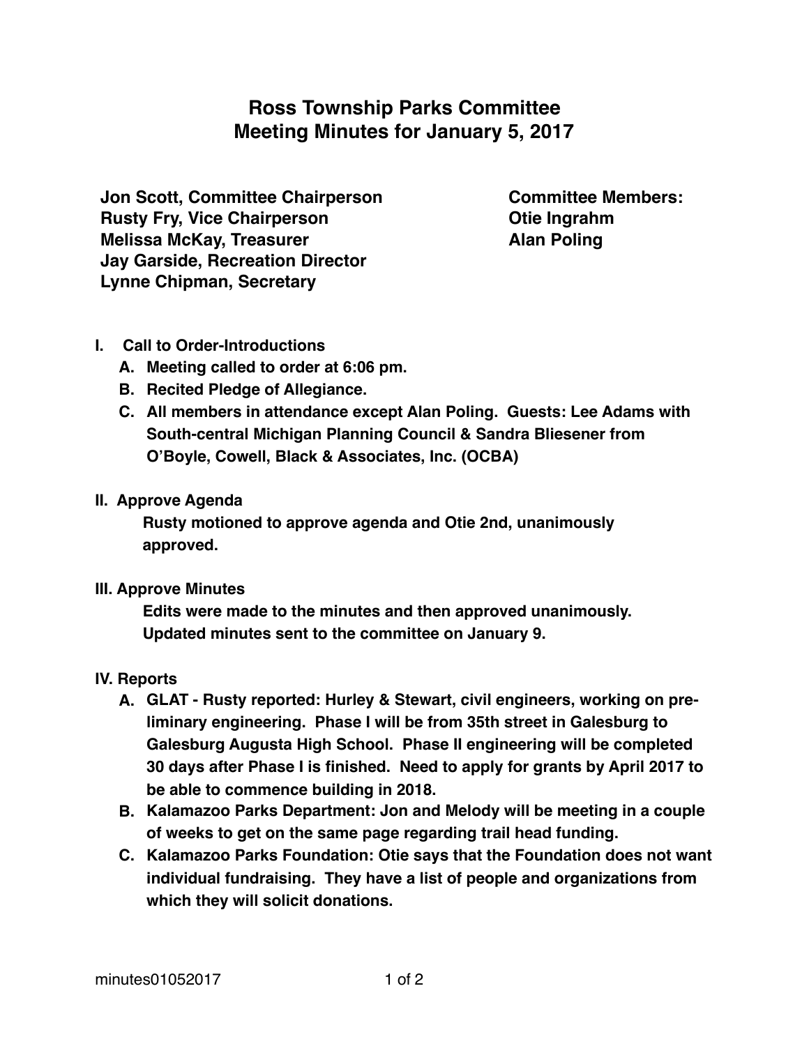# Ross Township Parks Committee
# Meeting Minutes for January 5, 2017

**Jon Scott, Committee Chairperson**
**Rusty Fry, Vice Chairperson**
**Melissa McKay, Treasurer**
**Jay Garside, Recreation Director**
**Lynne Chipman, Secretary**

**Committee Members:**
**Otie Ingrahm**
**Alan Poling**

**I. Call to Order-Introductions**

A. **Meeting called to order at 6:06 pm.**

B. **Recited Pledge of Allegiance.**

C. **All members in attendance except Alan Poling. Guests: Lee Adams with South-central Michigan Planning Council & Sandra Bliesener from O'Boyle, Cowell, Black & Associates, Inc. (OCBA)**

**II. Approve Agenda**

**Rusty motioned to approve agenda and Otie 2nd, unanimously approved.**

**III. Approve Minutes**

**Edits were made to the minutes and then approved unanimously. Updated minutes sent to the committee on January 9.**

**IV. Reports**

A. **GLAT - Rusty reported: Hurley & Stewart, civil engineers, working on preliminary engineering. Phase I will be from 35th street in Galesburg to Galesburg Augusta High School. Phase II engineering will be completed 30 days after Phase I is finished. Need to apply for grants by April 2017 to be able to commence building in 2018.**

B. **Kalamazoo Parks Department: Jon and Melody will be meeting in a couple of weeks to get on the same page regarding trail head funding.**

C. **Kalamazoo Parks Foundation: Otie says that the Foundation does not want individual fundraising. They have a list of people and organizations from which they will solicit donations.**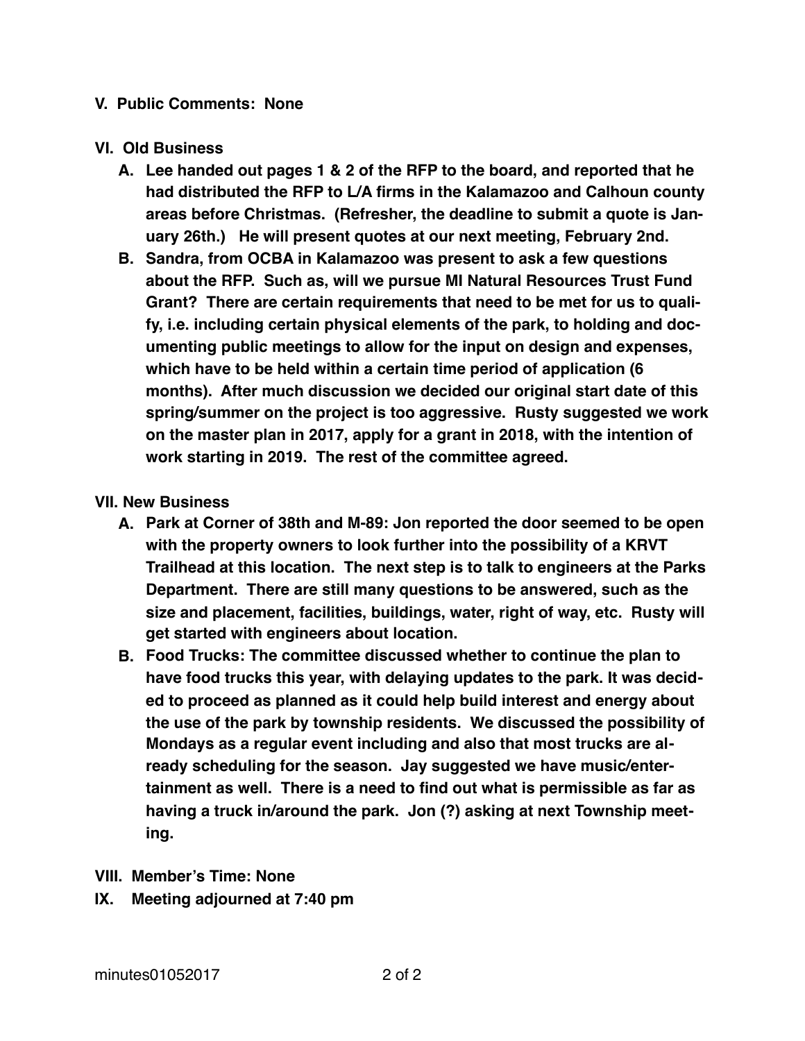**V. Public Comments: None**

**VI. Old Business**

A. **Lee handed out pages 1 & 2 of the RFP to the board, and reported that he had distributed the RFP to L/A firms in the Kalamazoo and Calhoun county areas before Christmas. (Refresher, the deadline to submit a quote is January 26th.) He will present quotes at our next meeting, February 2nd.**

B. **Sandra, from OCBA in Kalamazoo was present to ask a few questions about the RFP. Such as, will we pursue MI Natural Resources Trust Fund Grant? There are certain requirements that need to be met for us to qualify, i.e. including certain physical elements of the park, to holding and documenting public meetings to allow for the input on design and expenses, which have to be held within a certain time period of application (6 months). After much discussion we decided our original start date of this spring/summer on the project is too aggressive. Rusty suggested we work on the master plan in 2017, apply for a grant in 2018, with the intention of work starting in 2019. The rest of the committee agreed.**

**VII. New Business**

A. **Park at Corner of 38th and M-89: Jon reported the door seemed to be open with the property owners to look further into the possibility of a KRVT Trailhead at this location. The next step is to talk to engineers at the Parks Department. There are still many questions to be answered, such as the size and placement, facilities, buildings, water, right of way, etc. Rusty will get started with engineers about location.**

B. **Food Trucks: The committee discussed whether to continue the plan to have food trucks this year, with delaying updates to the park. It was decided to proceed as planned as it could help build interest and energy about the use of the park by township residents. We discussed the possibility of Mondays as a regular event including and also that most trucks are already scheduling for the season. Jay suggested we have music/entertainment as well. There is a need to find out what is permissible as far as having a truck in/around the park. Jon (?) asking at next Township meeting.**

**VIII. Member's Time: None**

**IX. Meeting adjourned at 7:40 pm**

minutes01052017